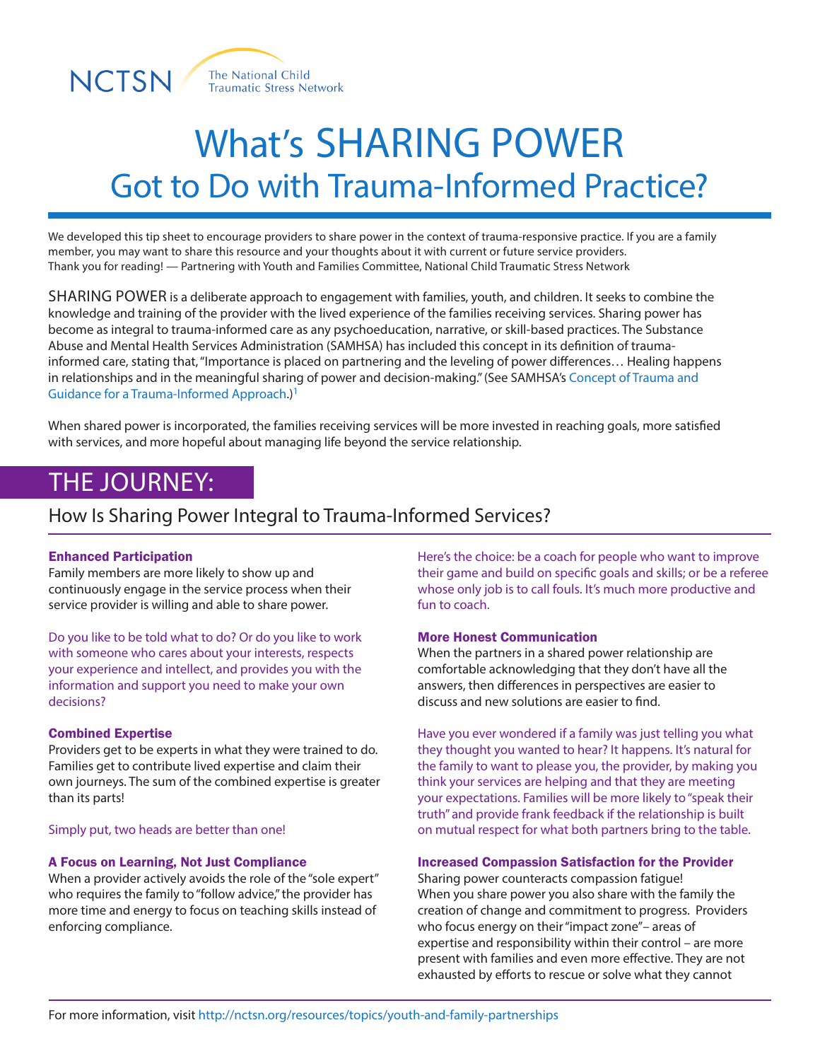NCTSN The National Child Traumatic Stress Network

# What's SHARING POWER Got to Do with Trauma-Informed Practice?

We developed this tip sheet to encourage providers to share power in the context of trauma-responsive practice. If you are a family member, you may want to share this resource and your thoughts about it with current or future service providers. Thank you for reading! — Partnering with Youth and Families Committee, National Child Traumatic Stress Network

SHARING POWER is a deliberate approach to engagement with families, youth, and children. It seeks to combine the knowledge and training of the provider with the lived experience of the families receiving services. Sharing power has become as integral to trauma-informed care as any psychoeducation, narrative, or skill-based practices. The Substance Abuse and Mental Health Services Administration (SAMHSA) has included this concept in its definition of trauma-informed care, stating that, "Importance is placed on partnering and the leveling of power differences… Healing happens in relationships and in the meaningful sharing of power and decision-making." (See SAMHSA's Concept of Trauma and Guidance for a Trauma-Informed Approach.)[1]

When shared power is incorporated, the families receiving services will be more invested in reaching goals, more satisfied with services, and more hopeful about managing life beyond the service relationship.

## THE JOURNEY:

### How Is Sharing Power Integral to Trauma-Informed Services?

**Enhanced Participation**

Family members are more likely to show up and continuously engage in the service process when their service provider is willing and able to share power.

Do you like to be told what to do? Or do you like to work with someone who cares about your interests, respects your experience and intellect, and provides you with the information and support you need to make your own decisions?

**Combined Expertise**

Providers get to be experts in what they were trained to do. Families get to contribute lived expertise and claim their own journeys. The sum of the combined expertise is greater than its parts!

Simply put, two heads are better than one!

**A Focus on Learning, Not Just Compliance**

When a provider actively avoids the role of the "sole expert" who requires the family to "follow advice," the provider has more time and energy to focus on teaching skills instead of enforcing compliance.

Here's the choice: be a coach for people who want to improve their game and build on specific goals and skills; or be a referee whose only job is to call fouls. It's much more productive and fun to coach.

**More Honest Communication**

When the partners in a shared power relationship are comfortable acknowledging that they don't have all the answers, then differences in perspectives are easier to discuss and new solutions are easier to find.

Have you ever wondered if a family was just telling you what they thought you wanted to hear? It happens. It's natural for the family to want to please you, the provider, by making you think your services are helping and that they are meeting your expectations. Families will be more likely to "speak their truth" and provide frank feedback if the relationship is built on mutual respect for what both partners bring to the table.

**Increased Compassion Satisfaction for the Provider**

Sharing power counteracts compassion fatigue! When you share power you also share with the family the creation of change and commitment to progress. Providers who focus energy on their "impact zone"– areas of expertise and responsibility within their control – are more present with families and even more effective. They are not exhausted by efforts to rescue or solve what they cannot

For more information, visit http://nctsn.org/resources/topics/youth-and-family-partnerships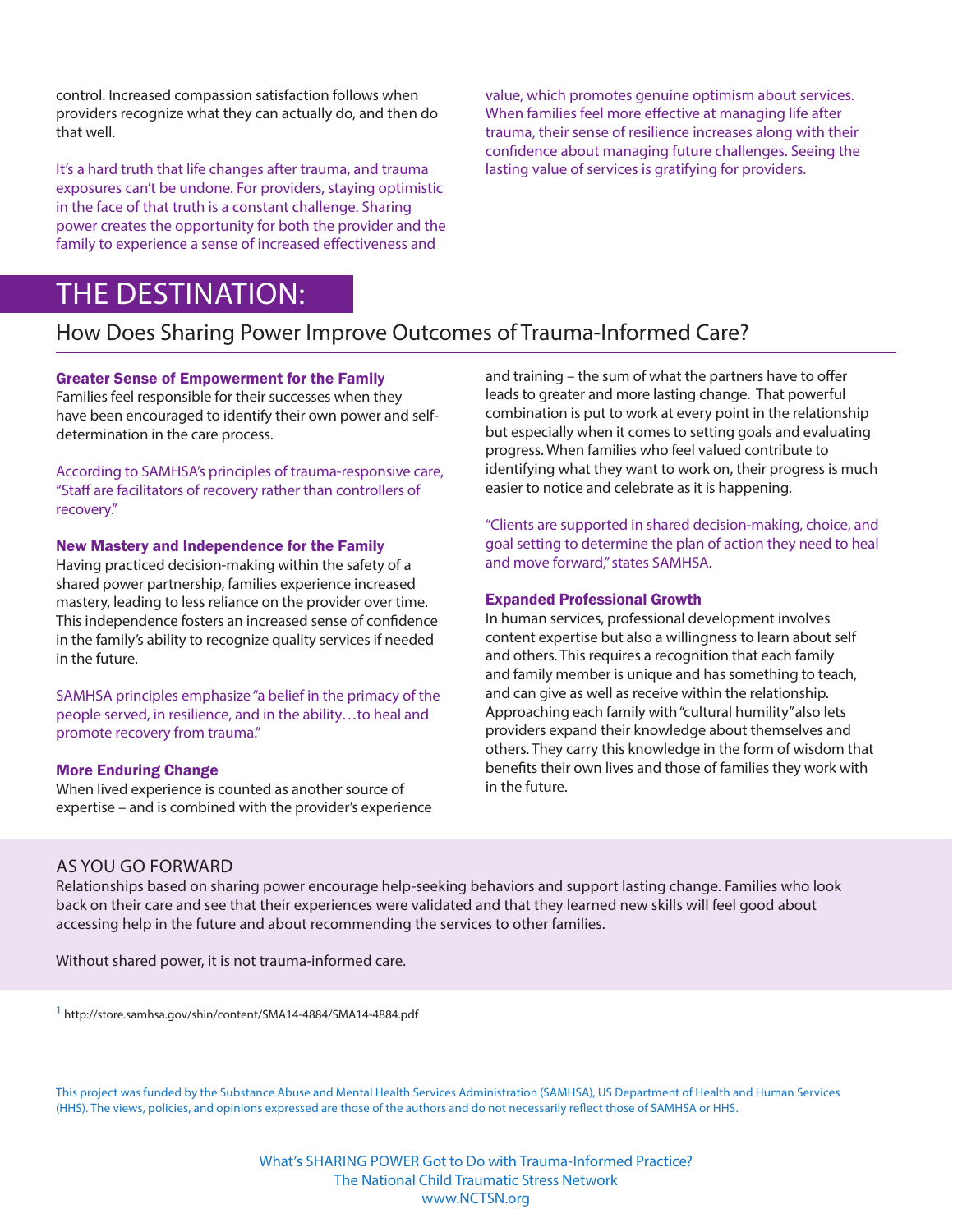control. Increased compassion satisfaction follows when providers recognize what they can actually do, and then do that well.

It's a hard truth that life changes after trauma, and trauma exposures can't be undone. For providers, staying optimistic in the face of that truth is a constant challenge. Sharing power creates the opportunity for both the provider and the family to experience a sense of increased effectiveness and value, which promotes genuine optimism about services. When families feel more effective at managing life after trauma, their sense of resilience increases along with their confidence about managing future challenges. Seeing the lasting value of services is gratifying for providers.

# THE DESTINATION:

## How Does Sharing Power Improve Outcomes of Trauma-Informed Care?

### Greater Sense of Empowerment for the Family

Families feel responsible for their successes when they have been encouraged to identify their own power and self-determination in the care process.

According to SAMHSA's principles of trauma-responsive care, "Staff are facilitators of recovery rather than controllers of recovery."

### New Mastery and Independence for the Family

Having practiced decision-making within the safety of a shared power partnership, families experience increased mastery, leading to less reliance on the provider over time. This independence fosters an increased sense of confidence in the family's ability to recognize quality services if needed in the future.

SAMHSA principles emphasize "a belief in the primacy of the people served, in resilience, and in the ability…to heal and promote recovery from trauma."

### More Enduring Change

When lived experience is counted as another source of expertise – and is combined with the provider's experience and training – the sum of what the partners have to offer leads to greater and more lasting change. That powerful combination is put to work at every point in the relationship but especially when it comes to setting goals and evaluating progress. When families who feel valued contribute to identifying what they want to work on, their progress is much easier to notice and celebrate as it is happening.

"Clients are supported in shared decision-making, choice, and goal setting to determine the plan of action they need to heal and move forward," states SAMHSA.

### Expanded Professional Growth

In human services, professional development involves content expertise but also a willingness to learn about self and others. This requires a recognition that each family and family member is unique and has something to teach, and can give as well as receive within the relationship. Approaching each family with "cultural humility" also lets providers expand their knowledge about themselves and others. They carry this knowledge in the form of wisdom that benefits their own lives and those of families they work with in the future.

## AS YOU GO FORWARD

Relationships based on sharing power encourage help-seeking behaviors and support lasting change. Families who look back on their care and see that their experiences were validated and that they learned new skills will feel good about accessing help in the future and about recommending the services to other families.

Without shared power, it is not trauma-informed care.

[1] http://store.samhsa.gov/shin/content/SMA14-4884/SMA14-4884.pdf

This project was funded by the Substance Abuse and Mental Health Services Administration (SAMHSA), US Department of Health and Human Services (HHS). The views, policies, and opinions expressed are those of the authors and do not necessarily reflect those of SAMHSA or HHS.

What's SHARING POWER Got to Do with Trauma-Informed Practice?
The National Child Traumatic Stress Network
www.NCTSN.org